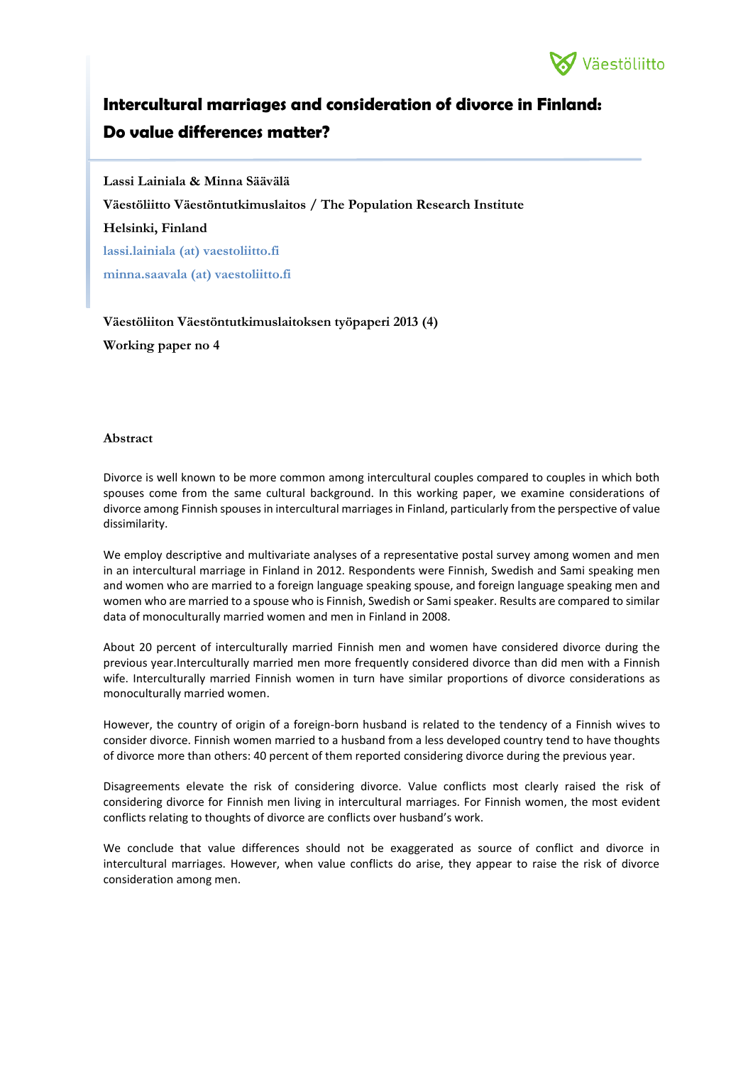# Intercultural marriages and consideration of divorce in Finland: Do value differences matter?

**Lassi Lainiala & Minna Säävälä**

**Väestöliitto Väestöntutkimuslaitos / The Population Research Institute**

**Helsinki, Finland**

lassi.lainiala (at) vaestoliitto.fi

minna.saavala (at) vaestoliitto.fi

**Väestöliiton Väestöntutkimuslaitoksen työpaperi 2013 (4)**

**Working paper no 4**

## Abstract

Divorce is well known to be more common among intercultural couples compared to couples in which both spouses come from the same cultural background. In this working paper, we examine considerations of divorce among Finnish spouses in intercultural marriages in Finland, particularly from the perspective of value dissimilarity.

We employ descriptive and multivariate analyses of a representative postal survey among women and men in an intercultural marriage in Finland in 2012. Respondents were Finnish, Swedish and Sami speaking men and women who are married to a foreign language speaking spouse, and foreign language speaking men and women who are married to a spouse who is Finnish, Swedish or Sami speaker. Results are compared to similar data of monoculturally married women and men in Finland in 2008.

About 20 percent of interculturally married Finnish men and women have considered divorce during the previous year.Interculturally married men more frequently considered divorce than did men with a Finnish wife. Interculturally married Finnish women in turn have similar proportions of divorce considerations as monoculturally married women.

However, the country of origin of a foreign-born husband is related to the tendency of a Finnish wives to consider divorce. Finnish women married to a husband from a less developed country tend to have thoughts of divorce more than others: 40 percent of them reported considering divorce during the previous year.

Disagreements elevate the risk of considering divorce. Value conflicts most clearly raised the risk of considering divorce for Finnish men living in intercultural marriages. For Finnish women, the most evident conflicts relating to thoughts of divorce are conflicts over husband's work.

We conclude that value differences should not be exaggerated as source of conflict and divorce in intercultural marriages. However, when value conflicts do arise, they appear to raise the risk of divorce consideration among men.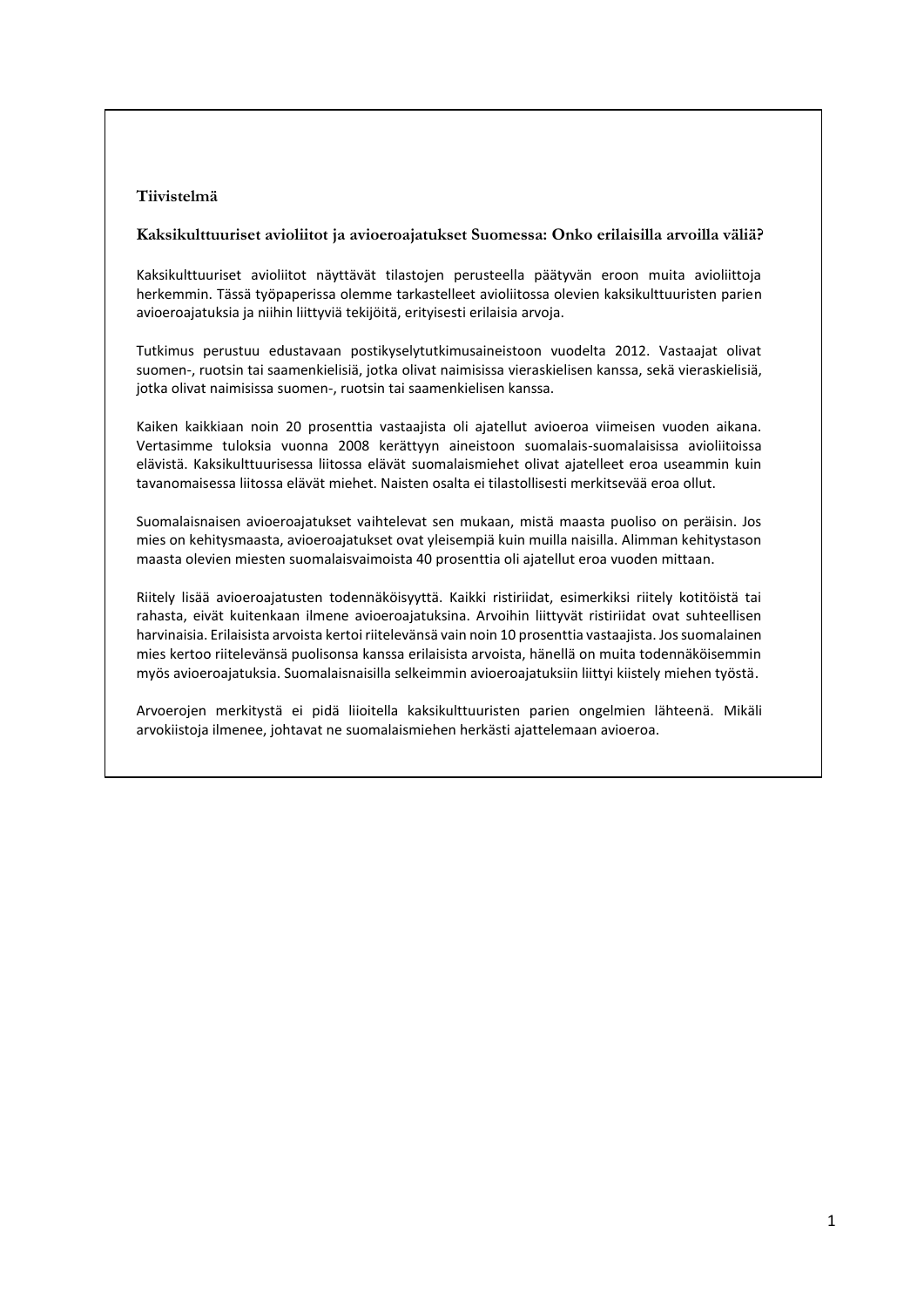### Tiivistelmä

**Kaksikulttuuriset avioliitot ja avioeroajatukset Suomessa: Onko erilaisilla arvoilla väliä?**

Kaksikulttuuriset avioliitot näyttävät tilastojen perusteella päätyvän eroon muita avioliittoja herkemmin. Tässä työpaperissa olemme tarkastelleet avioliitossa olevien kaksikulttuuristen parien avioeroajatuksia ja niihin liittyviä tekijöitä, erityisesti erilaisia arvoja.

Tutkimus perustuu edustavaan postikyselytutkimusaineistoon vuodelta 2012. Vastaajat olivat suomen-, ruotsin tai saamenkielisiä, jotka olivat naimisissa vieraskielisen kanssa, sekä vieraskielisiä, jotka olivat naimisissa suomen-, ruotsin tai saamenkielisen kanssa.

Kaiken kaikkiaan noin 20 prosenttia vastaajista oli ajatellut avioeroa viimeisen vuoden aikana. Vertasimme tuloksia vuonna 2008 kerättyyn aineistoon suomalais-suomalaisissa avioliitoissa elävistä. Kaksikulttuurisessa liitossa elävät suomalaismiehet olivat ajatelleet eroa useammin kuin tavanomaisessa liitossa elävät miehet. Naisten osalta ei tilastollisesti merkitsevää eroa ollut.

Suomalaisnaisen avioeroajatukset vaihtelevat sen mukaan, mistä maasta puoliso on peräisin. Jos mies on kehitysmaasta, avioeroajatukset ovat yleisempiä kuin muilla naisilla. Alimman kehitystason maasta olevien miesten suomalaisvaimoista 40 prosenttia oli ajatellut eroa vuoden mittaan.

Riitely lisää avioeroajatusten todennäköisyyttä. Kaikki ristiriidat, esimerkiksi riitely kotitöistä tai rahasta, eivät kuitenkaan ilmene avioeroajatuksina. Arvoihin liittyvät ristiriidat ovat suhteellisen harvinaisia. Erilaisista arvoista kertoi riitelevänsä vain noin 10 prosenttia vastaajista. Jos suomalainen mies kertoo riitelevänsä puolisonsa kanssa erilaisista arvoista, hänellä on muita todennäköisemmin myös avioeroajatuksia. Suomalaisnaisilla selkeimmin avioeroajatuksiin liittyi kiistely miehen työstä.

Arvoerojen merkitystä ei pidä liioitella kaksikulttuuristen parien ongelmien lähteenä. Mikäli arvokiistoja ilmenee, johtavat ne suomalaismiehen herkästi ajattelemaan avioeroa.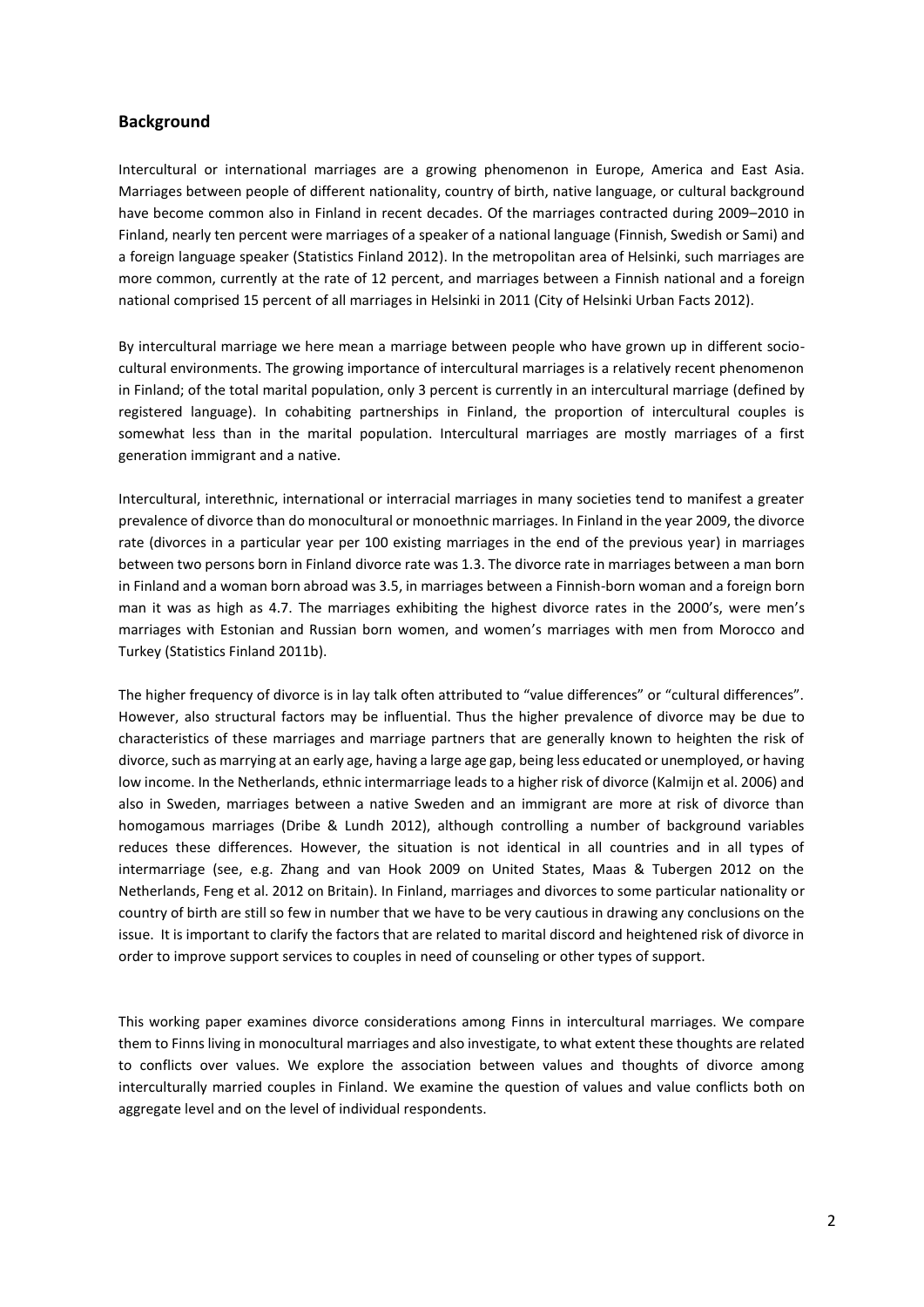## Background

Intercultural or international marriages are a growing phenomenon in Europe, America and East Asia. Marriages between people of different nationality, country of birth, native language, or cultural background have become common also in Finland in recent decades. Of the marriages contracted during 2009–2010 in Finland, nearly ten percent were marriages of a speaker of a national language (Finnish, Swedish or Sami) and a foreign language speaker (Statistics Finland 2012). In the metropolitan area of Helsinki, such marriages are more common, currently at the rate of 12 percent, and marriages between a Finnish national and a foreign national comprised 15 percent of all marriages in Helsinki in 2011 (City of Helsinki Urban Facts 2012).

By intercultural marriage we here mean a marriage between people who have grown up in different socio-cultural environments. The growing importance of intercultural marriages is a relatively recent phenomenon in Finland; of the total marital population, only 3 percent is currently in an intercultural marriage (defined by registered language). In cohabiting partnerships in Finland, the proportion of intercultural couples is somewhat less than in the marital population. Intercultural marriages are mostly marriages of a first generation immigrant and a native.

Intercultural, interethnic, international or interracial marriages in many societies tend to manifest a greater prevalence of divorce than do monocultural or monoethnic marriages. In Finland in the year 2009, the divorce rate (divorces in a particular year per 100 existing marriages in the end of the previous year) in marriages between two persons born in Finland divorce rate was 1.3. The divorce rate in marriages between a man born in Finland and a woman born abroad was 3.5, in marriages between a Finnish-born woman and a foreign born man it was as high as 4.7. The marriages exhibiting the highest divorce rates in the 2000's, were men's marriages with Estonian and Russian born women, and women's marriages with men from Morocco and Turkey (Statistics Finland 2011b).

The higher frequency of divorce is in lay talk often attributed to "value differences" or "cultural differences". However, also structural factors may be influential. Thus the higher prevalence of divorce may be due to characteristics of these marriages and marriage partners that are generally known to heighten the risk of divorce, such as marrying at an early age, having a large age gap, being less educated or unemployed, or having low income. In the Netherlands, ethnic intermarriage leads to a higher risk of divorce (Kalmijn et al. 2006) and also in Sweden, marriages between a native Sweden and an immigrant are more at risk of divorce than homogamous marriages (Dribe & Lundh 2012), although controlling a number of background variables reduces these differences. However, the situation is not identical in all countries and in all types of intermarriage (see, e.g. Zhang and van Hook 2009 on United States, Maas & Tubergen 2012 on the Netherlands, Feng et al. 2012 on Britain). In Finland, marriages and divorces to some particular nationality or country of birth are still so few in number that we have to be very cautious in drawing any conclusions on the issue. It is important to clarify the factors that are related to marital discord and heightened risk of divorce in order to improve support services to couples in need of counseling or other types of support.

This working paper examines divorce considerations among Finns in intercultural marriages. We compare them to Finns living in monocultural marriages and also investigate, to what extent these thoughts are related to conflicts over values. We explore the association between values and thoughts of divorce among interculturally married couples in Finland. We examine the question of values and value conflicts both on aggregate level and on the level of individual respondents.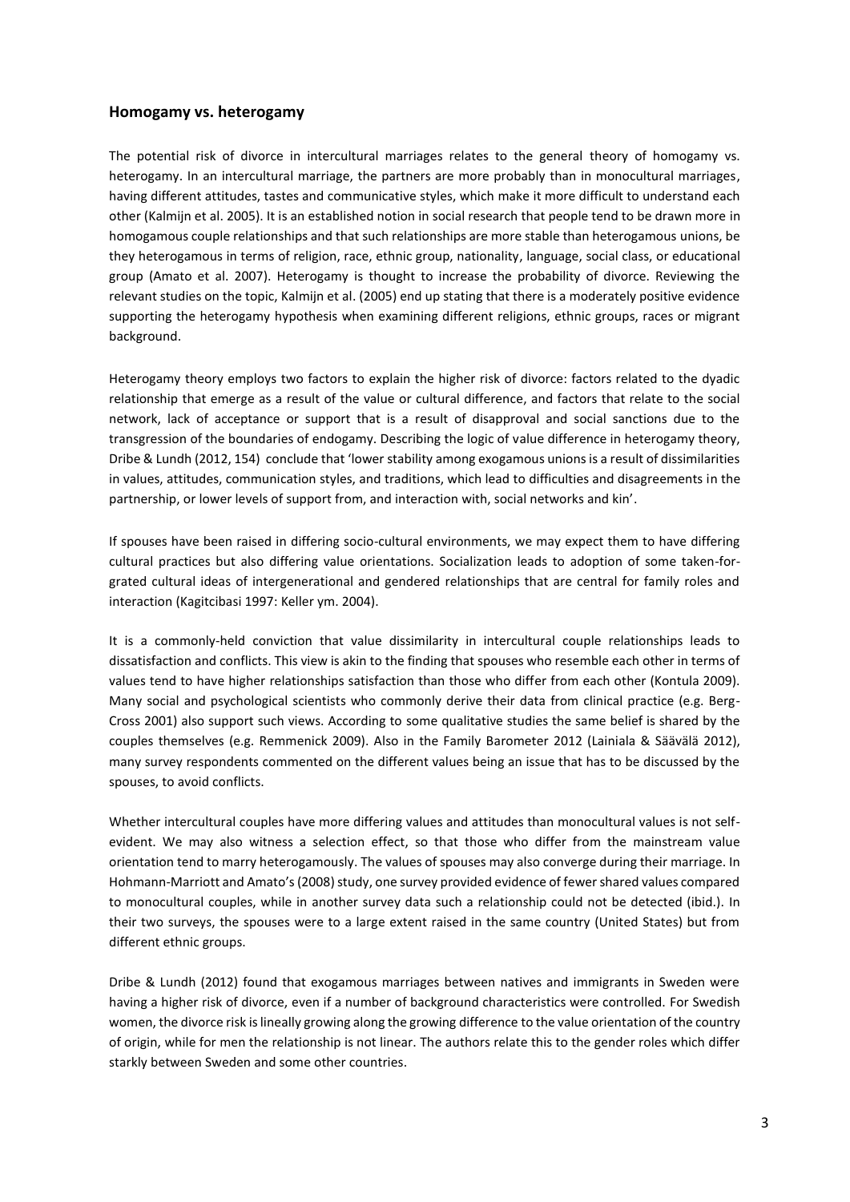## Homogamy vs. heterogamy

The potential risk of divorce in intercultural marriages relates to the general theory of homogamy vs. heterogamy. In an intercultural marriage, the partners are more probably than in monocultural marriages, having different attitudes, tastes and communicative styles, which make it more difficult to understand each other (Kalmijn et al. 2005). It is an established notion in social research that people tend to be drawn more in homogamous couple relationships and that such relationships are more stable than heterogamous unions, be they heterogamous in terms of religion, race, ethnic group, nationality, language, social class, or educational group (Amato et al. 2007). Heterogamy is thought to increase the probability of divorce. Reviewing the relevant studies on the topic, Kalmijn et al. (2005) end up stating that there is a moderately positive evidence supporting the heterogamy hypothesis when examining different religions, ethnic groups, races or migrant background.

Heterogamy theory employs two factors to explain the higher risk of divorce: factors related to the dyadic relationship that emerge as a result of the value or cultural difference, and factors that relate to the social network, lack of acceptance or support that is a result of disapproval and social sanctions due to the transgression of the boundaries of endogamy. Describing the logic of value difference in heterogamy theory, Dribe & Lundh (2012, 154) conclude that 'lower stability among exogamous unions is a result of dissimilarities in values, attitudes, communication styles, and traditions, which lead to difficulties and disagreements in the partnership, or lower levels of support from, and interaction with, social networks and kin'.

If spouses have been raised in differing socio-cultural environments, we may expect them to have differing cultural practices but also differing value orientations. Socialization leads to adoption of some taken-for-grated cultural ideas of intergenerational and gendered relationships that are central for family roles and interaction (Kagitcibasi 1997: Keller ym. 2004).

It is a commonly-held conviction that value dissimilarity in intercultural couple relationships leads to dissatisfaction and conflicts. This view is akin to the finding that spouses who resemble each other in terms of values tend to have higher relationships satisfaction than those who differ from each other (Kontula 2009). Many social and psychological scientists who commonly derive their data from clinical practice (e.g. Berg-Cross 2001) also support such views. According to some qualitative studies the same belief is shared by the couples themselves (e.g. Remmenick 2009). Also in the Family Barometer 2012 (Lainiala & Säävälä 2012), many survey respondents commented on the different values being an issue that has to be discussed by the spouses, to avoid conflicts.

Whether intercultural couples have more differing values and attitudes than monocultural values is not self-evident. We may also witness a selection effect, so that those who differ from the mainstream value orientation tend to marry heterogamously. The values of spouses may also converge during their marriage. In Hohmann-Marriott and Amato's (2008) study, one survey provided evidence of fewer shared values compared to monocultural couples, while in another survey data such a relationship could not be detected (ibid.). In their two surveys, the spouses were to a large extent raised in the same country (United States) but from different ethnic groups.

Dribe & Lundh (2012) found that exogamous marriages between natives and immigrants in Sweden were having a higher risk of divorce, even if a number of background characteristics were controlled. For Swedish women, the divorce risk is lineally growing along the growing difference to the value orientation of the country of origin, while for men the relationship is not linear. The authors relate this to the gender roles which differ starkly between Sweden and some other countries.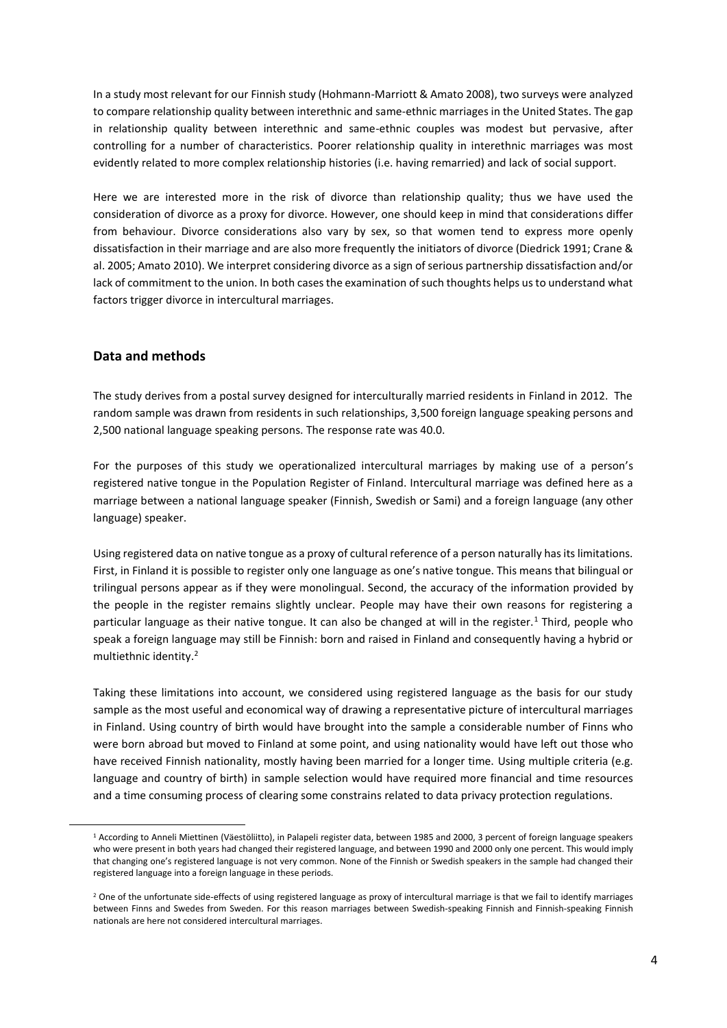In a study most relevant for our Finnish study (Hohmann-Marriott & Amato 2008), two surveys were analyzed to compare relationship quality between interethnic and same-ethnic marriages in the United States. The gap in relationship quality between interethnic and same-ethnic couples was modest but pervasive, after controlling for a number of characteristics. Poorer relationship quality in interethnic marriages was most evidently related to more complex relationship histories (i.e. having remarried) and lack of social support.

Here we are interested more in the risk of divorce than relationship quality; thus we have used the consideration of divorce as a proxy for divorce. However, one should keep in mind that considerations differ from behaviour. Divorce considerations also vary by sex, so that women tend to express more openly dissatisfaction in their marriage and are also more frequently the initiators of divorce (Diedrick 1991; Crane & al. 2005; Amato 2010). We interpret considering divorce as a sign of serious partnership dissatisfaction and/or lack of commitment to the union. In both cases the examination of such thoughts helps us to understand what factors trigger divorce in intercultural marriages.

## Data and methods

The study derives from a postal survey designed for interculturally married residents in Finland in 2012. The random sample was drawn from residents in such relationships, 3,500 foreign language speaking persons and 2,500 national language speaking persons. The response rate was 40.0.

For the purposes of this study we operationalized intercultural marriages by making use of a person's registered native tongue in the Population Register of Finland. Intercultural marriage was defined here as a marriage between a national language speaker (Finnish, Swedish or Sami) and a foreign language (any other language) speaker.

Using registered data on native tongue as a proxy of cultural reference of a person naturally has its limitations. First, in Finland it is possible to register only one language as one's native tongue. This means that bilingual or trilingual persons appear as if they were monolingual. Second, the accuracy of the information provided by the people in the register remains slightly unclear. People may have their own reasons for registering a particular language as their native tongue. It can also be changed at will in the register.[1] Third, people who speak a foreign language may still be Finnish: born and raised in Finland and consequently having a hybrid or multiethnic identity.[2]

Taking these limitations into account, we considered using registered language as the basis for our study sample as the most useful and economical way of drawing a representative picture of intercultural marriages in Finland. Using country of birth would have brought into the sample a considerable number of Finns who were born abroad but moved to Finland at some point, and using nationality would have left out those who have received Finnish nationality, mostly having been married for a longer time. Using multiple criteria (e.g. language and country of birth) in sample selection would have required more financial and time resources and a time consuming process of clearing some constrains related to data privacy protection regulations.

---

[1] According to Anneli Miettinen (Väestöliitto), in Palapeli register data, between 1985 and 2000, 3 percent of foreign language speakers who were present in both years had changed their registered language, and between 1990 and 2000 only one percent. This would imply that changing one's registered language is not very common. None of the Finnish or Swedish speakers in the sample had changed their registered language into a foreign language in these periods.

[2] One of the unfortunate side-effects of using registered language as proxy of intercultural marriage is that we fail to identify marriages between Finns and Swedes from Sweden. For this reason marriages between Swedish-speaking Finnish and Finnish-speaking Finnish nationals are here not considered intercultural marriages.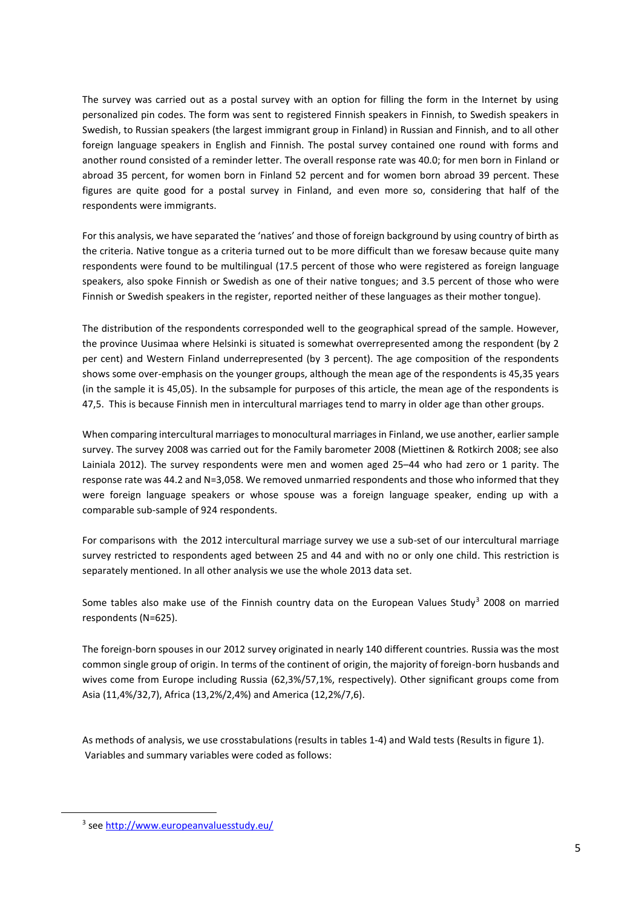The survey was carried out as a postal survey with an option for filling the form in the Internet by using personalized pin codes. The form was sent to registered Finnish speakers in Finnish, to Swedish speakers in Swedish, to Russian speakers (the largest immigrant group in Finland) in Russian and Finnish, and to all other foreign language speakers in English and Finnish. The postal survey contained one round with forms and another round consisted of a reminder letter. The overall response rate was 40.0; for men born in Finland or abroad 35 percent, for women born in Finland 52 percent and for women born abroad 39 percent. These figures are quite good for a postal survey in Finland, and even more so, considering that half of the respondents were immigrants.

For this analysis, we have separated the 'natives' and those of foreign background by using country of birth as the criteria. Native tongue as a criteria turned out to be more difficult than we foresaw because quite many respondents were found to be multilingual (17.5 percent of those who were registered as foreign language speakers, also spoke Finnish or Swedish as one of their native tongues; and 3.5 percent of those who were Finnish or Swedish speakers in the register, reported neither of these languages as their mother tongue).

The distribution of the respondents corresponded well to the geographical spread of the sample. However, the province Uusimaa where Helsinki is situated is somewhat overrepresented among the respondent (by 2 per cent) and Western Finland underrepresented (by 3 percent). The age composition of the respondents shows some over-emphasis on the younger groups, although the mean age of the respondents is 45,35 years (in the sample it is 45,05). In the subsample for purposes of this article, the mean age of the respondents is 47,5. This is because Finnish men in intercultural marriages tend to marry in older age than other groups.

When comparing intercultural marriages to monocultural marriages in Finland, we use another, earlier sample survey. The survey 2008 was carried out for the Family barometer 2008 (Miettinen & Rotkirch 2008; see also Lainiala 2012). The survey respondents were men and women aged 25–44 who had zero or 1 parity. The response rate was 44.2 and N=3,058. We removed unmarried respondents and those who informed that they were foreign language speakers or whose spouse was a foreign language speaker, ending up with a comparable sub-sample of 924 respondents.

For comparisons with the 2012 intercultural marriage survey we use a sub-set of our intercultural marriage survey restricted to respondents aged between 25 and 44 and with no or only one child. This restriction is separately mentioned. In all other analysis we use the whole 2013 data set.

Some tables also make use of the Finnish country data on the European Values Study[3] 2008 on married respondents (N=625).

The foreign-born spouses in our 2012 survey originated in nearly 140 different countries. Russia was the most common single group of origin. In terms of the continent of origin, the majority of foreign-born husbands and wives come from Europe including Russia (62,3%/57,1%, respectively). Other significant groups come from Asia (11,4%/32,7), Africa (13,2%/2,4%) and America (12,2%/7,6).

As methods of analysis, we use crosstabulations (results in tables 1-4) and Wald tests (Results in figure 1). Variables and summary variables were coded as follows:

[3] see http://www.europeanvaluesstudy.eu/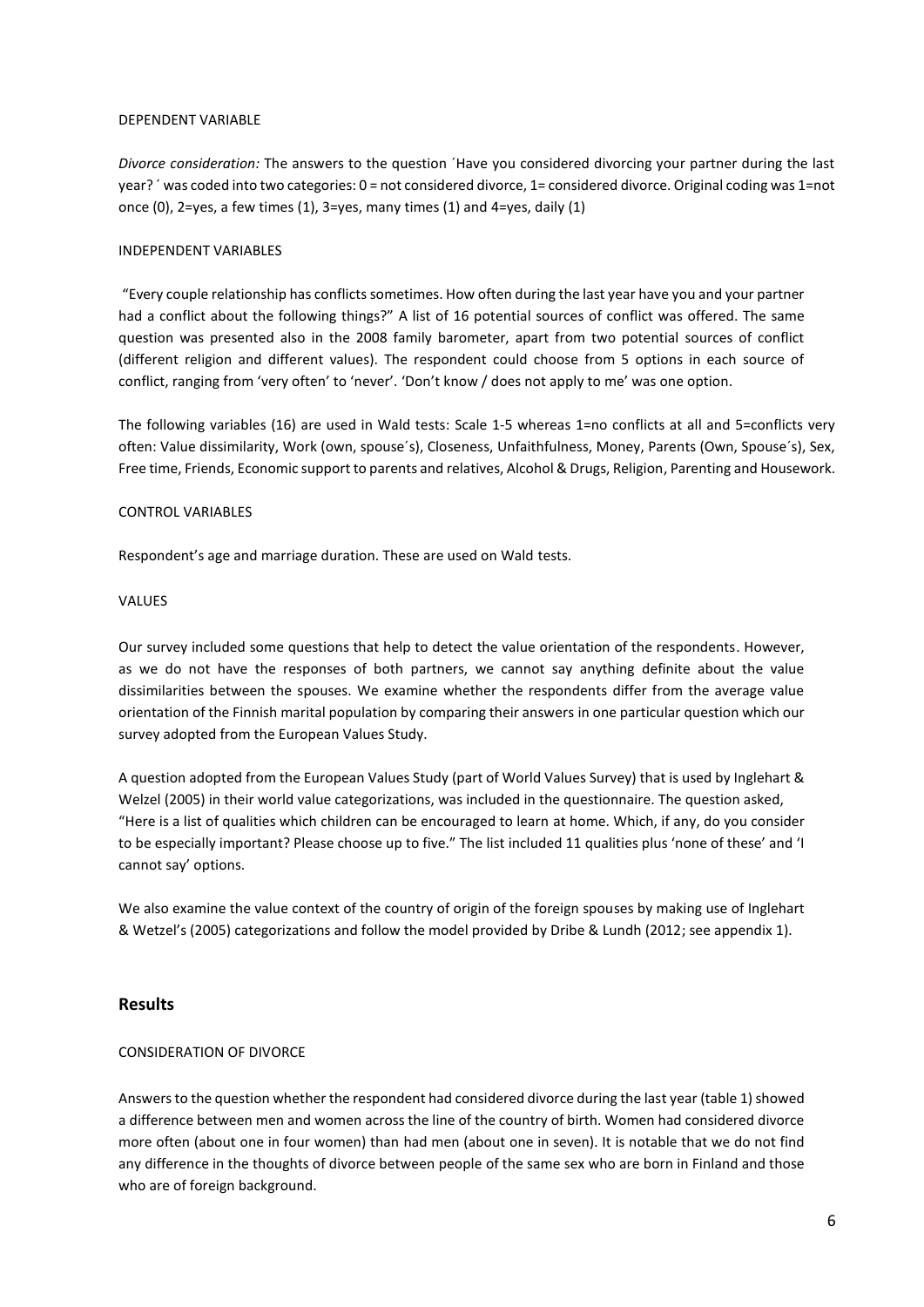DEPENDENT VARIABLE

*Divorce consideration:* The answers to the question ´Have you considered divorcing your partner during the last year?´ was coded into two categories: 0 = not considered divorce, 1= considered divorce. Original coding was 1=not once (0), 2=yes, a few times (1), 3=yes, many times (1) and 4=yes, daily (1)

INDEPENDENT VARIABLES

"Every couple relationship has conflicts sometimes. How often during the last year have you and your partner had a conflict about the following things?" A list of 16 potential sources of conflict was offered. The same question was presented also in the 2008 family barometer, apart from two potential sources of conflict (different religion and different values). The respondent could choose from 5 options in each source of conflict, ranging from 'very often' to 'never'. 'Don't know / does not apply to me' was one option.

The following variables (16) are used in Wald tests: Scale 1-5 whereas 1=no conflicts at all and 5=conflicts very often: Value dissimilarity, Work (own, spouse´s), Closeness, Unfaithfulness, Money, Parents (Own, Spouse´s), Sex, Free time, Friends, Economic support to parents and relatives, Alcohol & Drugs, Religion, Parenting and Housework.

CONTROL VARIABLES

Respondent's age and marriage duration. These are used on Wald tests.

VALUES

Our survey included some questions that help to detect the value orientation of the respondents. However, as we do not have the responses of both partners, we cannot say anything definite about the value dissimilarities between the spouses. We examine whether the respondents differ from the average value orientation of the Finnish marital population by comparing their answers in one particular question which our survey adopted from the European Values Study.

A question adopted from the European Values Study (part of World Values Survey) that is used by Inglehart & Welzel (2005) in their world value categorizations, was included in the questionnaire. The question asked, "Here is a list of qualities which children can be encouraged to learn at home. Which, if any, do you consider to be especially important? Please choose up to five." The list included 11 qualities plus 'none of these' and 'I cannot say' options.

We also examine the value context of the country of origin of the foreign spouses by making use of Inglehart & Wetzel's (2005) categorizations and follow the model provided by Dribe & Lundh (2012; see appendix 1).

## Results

CONSIDERATION OF DIVORCE

Answers to the question whether the respondent had considered divorce during the last year (table 1) showed a difference between men and women across the line of the country of birth. Women had considered divorce more often (about one in four women) than had men (about one in seven). It is notable that we do not find any difference in the thoughts of divorce between people of the same sex who are born in Finland and those who are of foreign background.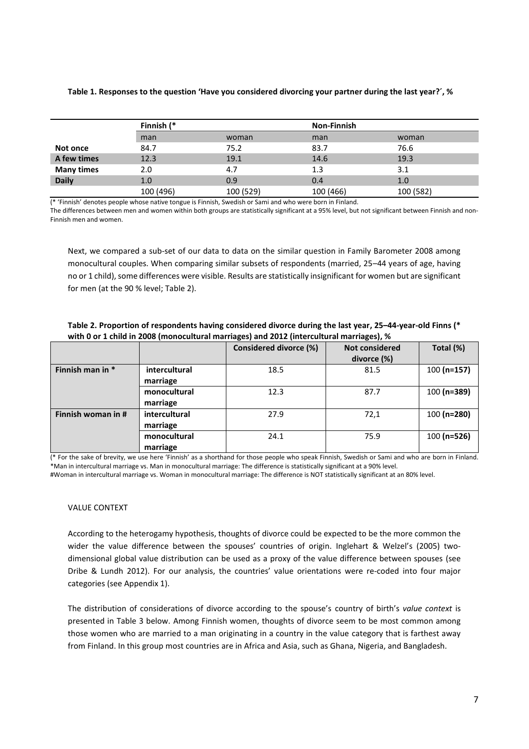**Table 1. Responses to the question 'Have you considered divorcing your partner during the last year?´, %**

| | Finnish (* | | Non-Finnish | |
|---|---|---|---|---|
| | man | woman | man | woman |
| **Not once** | 84.7 | 75.2 | 83.7 | 76.6 |
| **A few times** | 12.3 | 19.1 | 14.6 | 19.3 |
| **Many times** | 2.0 | 4.7 | 1.3 | 3.1 |
| **Daily** | 1.0 | 0.9 | 0.4 | 1.0 |
| | 100 (496) | 100 (529) | 100 (466) | 100 (582) |

(* 'Finnish' denotes people whose native tongue is Finnish, Swedish or Sami and who were born in Finland.
The differences between men and women within both groups are statistically significant at a 95% level, but not significant between Finnish and non-Finnish men and women.

Next, we compared a sub-set of our data to data on the similar question in Family Barometer 2008 among monocultural couples. When comparing similar subsets of respondents (married, 25–44 years of age, having no or 1 child), some differences were visible. Results are statistically insignificant for women but are significant for men (at the 90 % level; Table 2).

**Table 2. Proportion of respondents having considered divorce during the last year, 25–44-year-old Finns (* with 0 or 1 child in 2008 (monocultural marriages) and 2012 (intercultural marriages), %**

| | | Considered divorce (%) | Not considered divorce (%) | Total (%) |
|---|---|---|---|---|
| **Finnish man in *** | **intercultural marriage** | 18.5 | 81.5 | 100 **(n=157)** |
| | **monocultural marriage** | 12.3 | 87.7 | 100 **(n=389)** |
| **Finnish woman in #** | **intercultural marriage** | 27.9 | 72,1 | 100 **(n=280)** |
| | **monocultural marriage** | 24.1 | 75.9 | 100 **(n=526)** |

(* For the sake of brevity, we use here 'Finnish' as a shorthand for those people who speak Finnish, Swedish or Sami and who are born in Finland.
*Man in intercultural marriage vs. Man in monocultural marriage: The difference is statistically significant at a 90% level.
#Woman in intercultural marriage vs. Woman in monocultural marriage: The difference is NOT statistically significant at an 80% level.

VALUE CONTEXT

According to the heterogamy hypothesis, thoughts of divorce could be expected to be the more common the wider the value difference between the spouses' countries of origin. Inglehart & Welzel's (2005) two-dimensional global value distribution can be used as a proxy of the value difference between spouses (see Dribe & Lundh 2012). For our analysis, the countries' value orientations were re-coded into four major categories (see Appendix 1).

The distribution of considerations of divorce according to the spouse's country of birth's *value context* is presented in Table 3 below. Among Finnish women, thoughts of divorce seem to be most common among those women who are married to a man originating in a country in the value category that is farthest away from Finland. In this group most countries are in Africa and Asia, such as Ghana, Nigeria, and Bangladesh.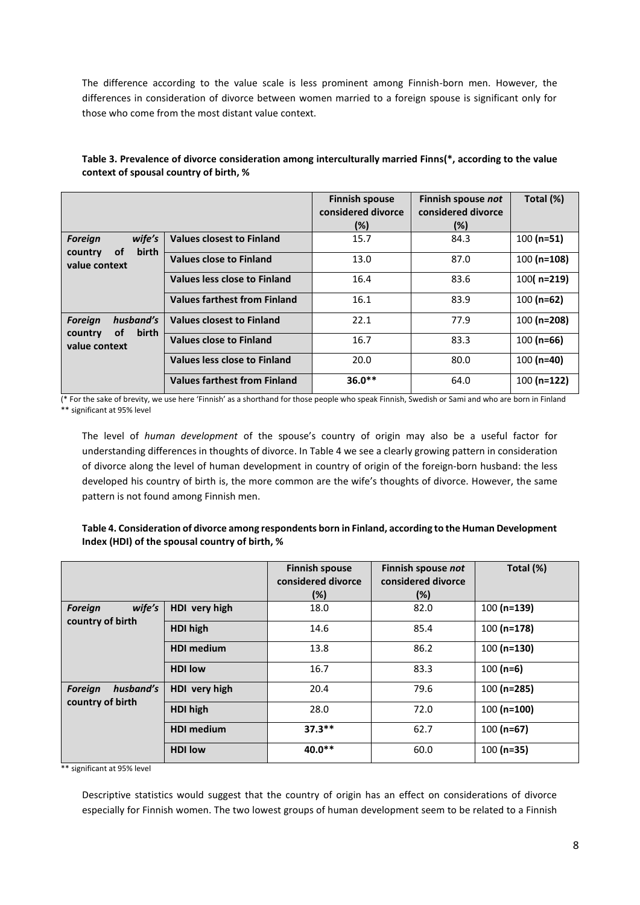The difference according to the value scale is less prominent among Finnish-born men. However, the differences in consideration of divorce between women married to a foreign spouse is significant only for those who come from the most distant value context.

**Table 3. Prevalence of divorce consideration among interculturally married Finns(*, according to the value context of spousal country of birth, %**

| | | Finnish spouse considered divorce (%) | Finnish spouse *not* considered divorce (%) | Total (%) |
|---|---|---|---|---|
| *Foreign wife's* country of birth value context | Values closest to Finland | 15.7 | 84.3 | 100 **(n=51)** |
| | Values close to Finland | 13.0 | 87.0 | 100 **(n=108)** |
| | Values less close to Finland | 16.4 | 83.6 | 100**( n=219)** |
| | Values farthest from Finland | 16.1 | 83.9 | 100 **(n=62)** |
| *Foreign husband's* country of birth value context | Values closest to Finland | 22.1 | 77.9 | 100 **(n=208)** |
| | Values close to Finland | 16.7 | 83.3 | 100 **(n=66)** |
| | Values less close to Finland | 20.0 | 80.0 | 100 **(n=40)** |
| | Values farthest from Finland | **36.0**** | 64.0 | 100 **(n=122)** |

(* For the sake of brevity, we use here 'Finnish' as a shorthand for those people who speak Finnish, Swedish or Sami and who are born in Finland
** significant at 95% level

The level of *human development* of the spouse's country of origin may also be a useful factor for understanding differences in thoughts of divorce. In Table 4 we see a clearly growing pattern in consideration of divorce along the level of human development in country of origin of the foreign-born husband: the less developed his country of birth is, the more common are the wife's thoughts of divorce. However, the same pattern is not found among Finnish men.

**Table 4. Consideration of divorce among respondents born in Finland, according to the Human Development Index (HDI) of the spousal country of birth, %**

| | | Finnish spouse considered divorce (%) | Finnish spouse *not* considered divorce (%) | Total (%) |
|---|---|---|---|---|
| *Foreign wife's* country of birth | HDI very high | 18.0 | 82.0 | 100 **(n=139)** |
| | HDI high | 14.6 | 85.4 | 100 **(n=178)** |
| | HDI medium | 13.8 | 86.2 | 100 **(n=130)** |
| | HDI low | 16.7 | 83.3 | 100 **(n=6)** |
| *Foreign husband's* country of birth | HDI very high | 20.4 | 79.6 | 100 **(n=285)** |
| | HDI high | 28.0 | 72.0 | 100 **(n=100)** |
| | HDI medium | **37.3**** | 62.7 | 100 **(n=67)** |
| | HDI low | **40.0**** | 60.0 | 100 **(n=35)** |

** significant at 95% level

Descriptive statistics would suggest that the country of origin has an effect on considerations of divorce especially for Finnish women. The two lowest groups of human development seem to be related to a Finnish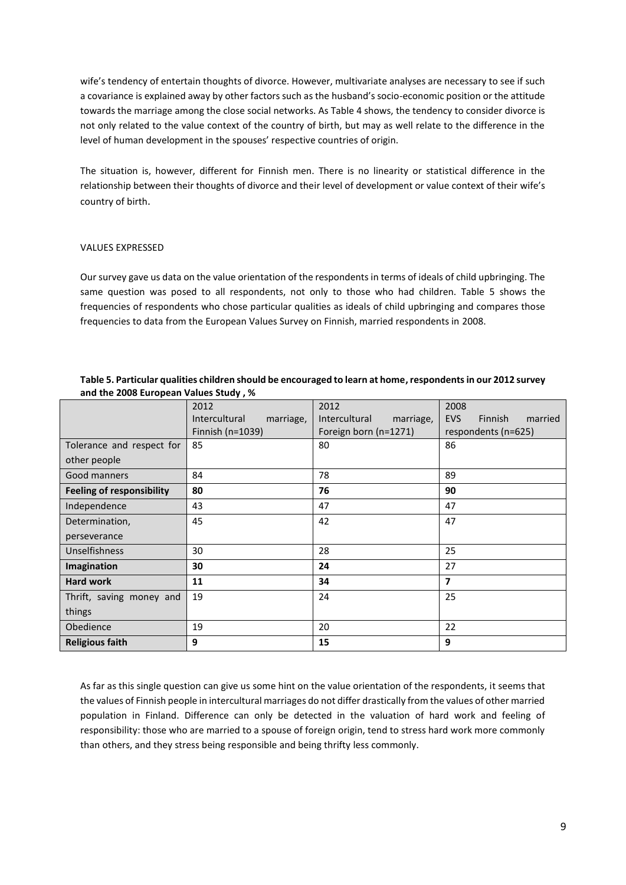wife's tendency of entertain thoughts of divorce. However, multivariate analyses are necessary to see if such a covariance is explained away by other factors such as the husband's socio-economic position or the attitude towards the marriage among the close social networks. As Table 4 shows, the tendency to consider divorce is not only related to the value context of the country of birth, but may as well relate to the difference in the level of human development in the spouses' respective countries of origin.

The situation is, however, different for Finnish men. There is no linearity or statistical difference in the relationship between their thoughts of divorce and their level of development or value context of their wife's country of birth.

## VALUES EXPRESSED

Our survey gave us data on the value orientation of the respondents in terms of ideals of child upbringing. The same question was posed to all respondents, not only to those who had children. Table 5 shows the frequencies of respondents who chose particular qualities as ideals of child upbringing and compares those frequencies to data from the European Values Survey on Finnish, married respondents in 2008.

**Table 5. Particular qualities children should be encouraged to learn at home, respondents in our 2012 survey and the 2008 European Values Study , %**

| | 2012 Intercultural marriage, Finnish (n=1039) | 2012 Intercultural marriage, Foreign born (n=1271) | 2008 EVS Finnish married respondents (n=625) |
|---|---|---|---|
| Tolerance and respect for other people | 85 | 80 | 86 |
| Good manners | 84 | 78 | 89 |
| **Feeling of responsibility** | **80** | **76** | **90** |
| Independence | 43 | 47 | 47 |
| Determination, perseverance | 45 | 42 | 47 |
| Unselfishness | 30 | 28 | 25 |
| **Imagination** | **30** | **24** | **27** |
| **Hard work** | **11** | **34** | **7** |
| Thrift, saving money and things | 19 | 24 | 25 |
| Obedience | 19 | 20 | 22 |
| **Religious faith** | **9** | **15** | **9** |

As far as this single question can give us some hint on the value orientation of the respondents, it seems that the values of Finnish people in intercultural marriages do not differ drastically from the values of other married population in Finland. Difference can only be detected in the valuation of hard work and feeling of responsibility: those who are married to a spouse of foreign origin, tend to stress hard work more commonly than others, and they stress being responsible and being thrifty less commonly.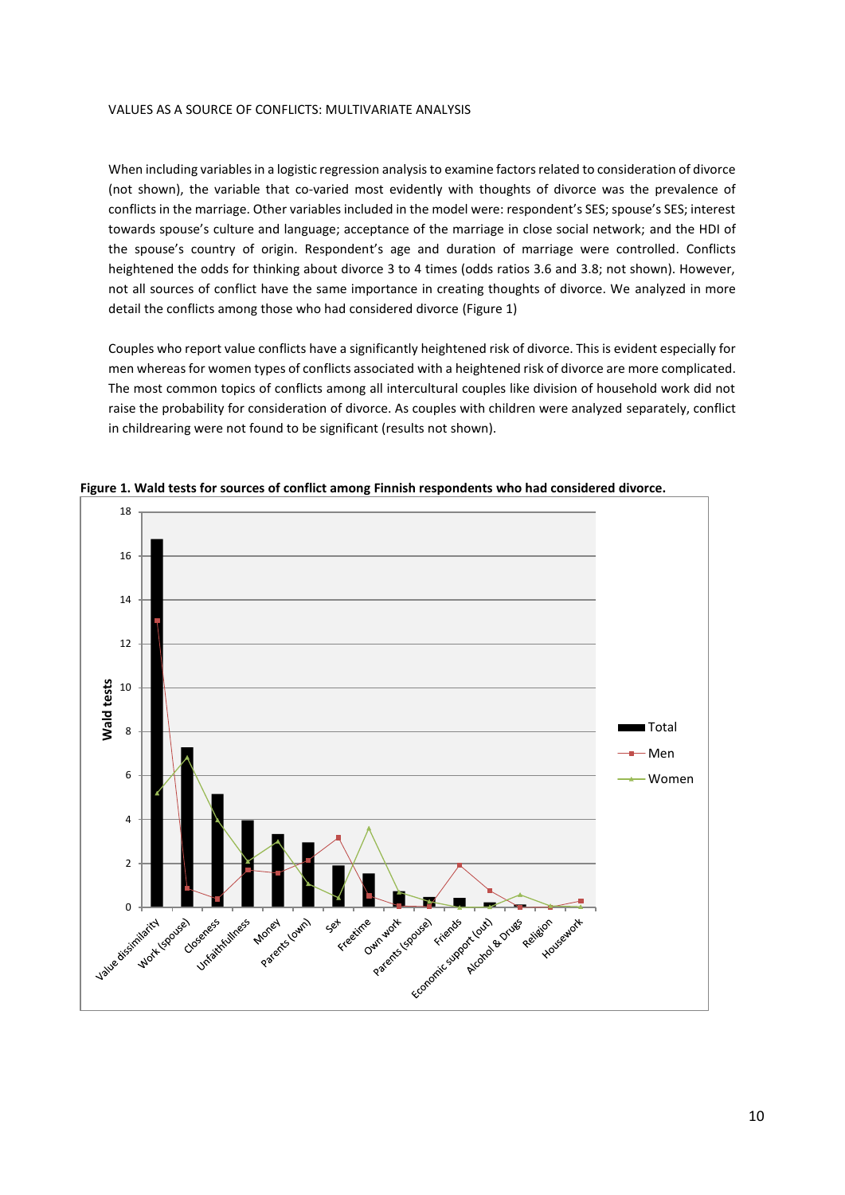VALUES AS A SOURCE OF CONFLICTS: MULTIVARIATE ANALYSIS

When including variables in a logistic regression analysis to examine factors related to consideration of divorce (not shown), the variable that co-varied most evidently with thoughts of divorce was the prevalence of conflicts in the marriage. Other variables included in the model were: respondent's SES; spouse's SES; interest towards spouse's culture and language; acceptance of the marriage in close social network; and the HDI of the spouse's country of origin. Respondent's age and duration of marriage were controlled. Conflicts heightened the odds for thinking about divorce 3 to 4 times (odds ratios 3.6 and 3.8; not shown). However, not all sources of conflict have the same importance in creating thoughts of divorce. We analyzed in more detail the conflicts among those who had considered divorce (Figure 1)

Couples who report value conflicts have a significantly heightened risk of divorce. This is evident especially for men whereas for women types of conflicts associated with a heightened risk of divorce are more complicated. The most common topics of conflicts among all intercultural couples like division of household work did not raise the probability for consideration of divorce. As couples with children were analyzed separately, conflict in childrearing were not found to be significant (results not shown).

**Figure 1. Wald tests for sources of conflict among Finnish respondents who had considered divorce.**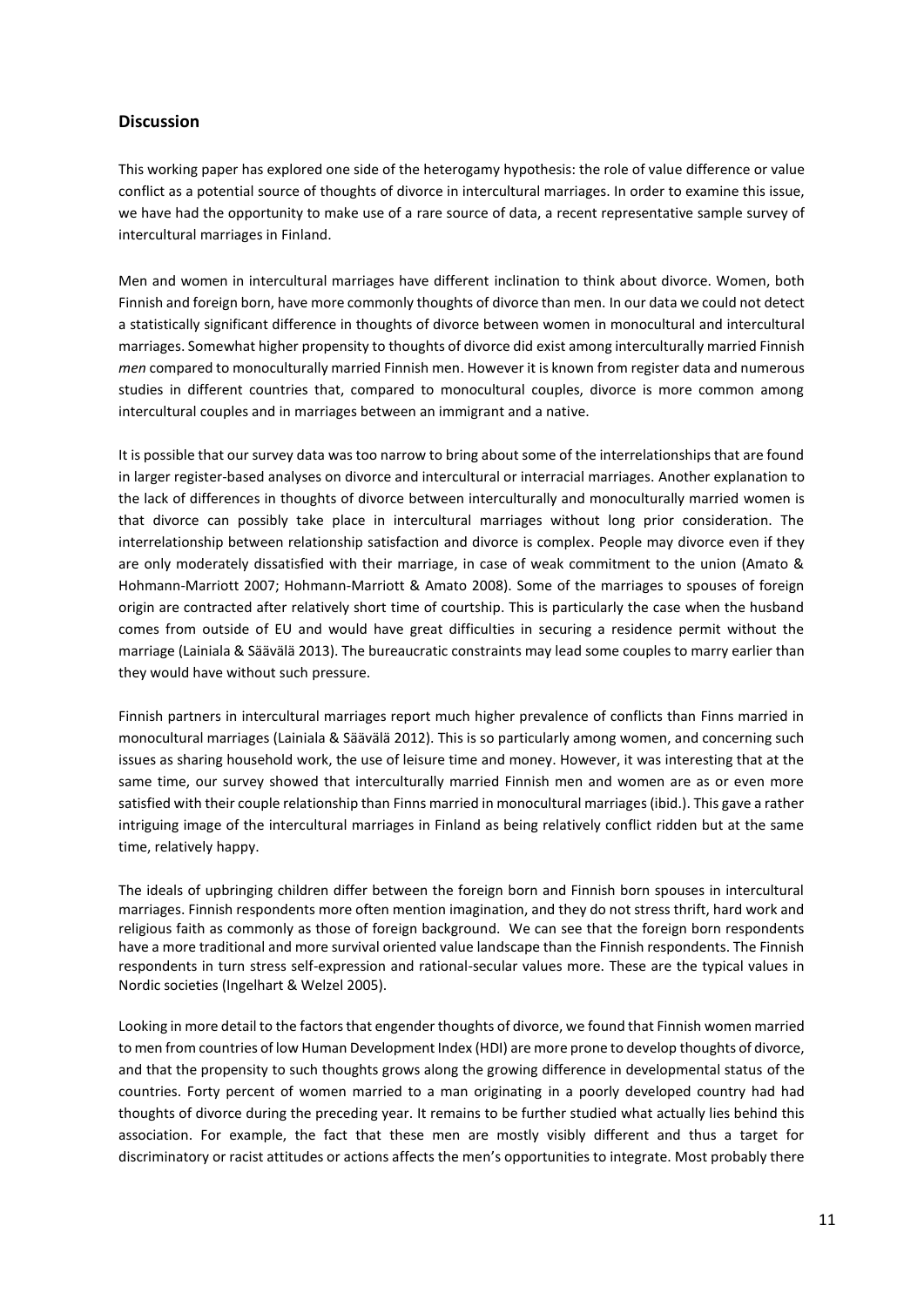## Discussion

This working paper has explored one side of the heterogamy hypothesis: the role of value difference or value conflict as a potential source of thoughts of divorce in intercultural marriages. In order to examine this issue, we have had the opportunity to make use of a rare source of data, a recent representative sample survey of intercultural marriages in Finland.

Men and women in intercultural marriages have different inclination to think about divorce. Women, both Finnish and foreign born, have more commonly thoughts of divorce than men. In our data we could not detect a statistically significant difference in thoughts of divorce between women in monocultural and intercultural marriages. Somewhat higher propensity to thoughts of divorce did exist among interculturally married Finnish *men* compared to monoculturally married Finnish men. However it is known from register data and numerous studies in different countries that, compared to monocultural couples, divorce is more common among intercultural couples and in marriages between an immigrant and a native.

It is possible that our survey data was too narrow to bring about some of the interrelationships that are found in larger register-based analyses on divorce and intercultural or interracial marriages. Another explanation to the lack of differences in thoughts of divorce between interculturally and monoculturally married women is that divorce can possibly take place in intercultural marriages without long prior consideration. The interrelationship between relationship satisfaction and divorce is complex. People may divorce even if they are only moderately dissatisfied with their marriage, in case of weak commitment to the union (Amato & Hohmann-Marriott 2007; Hohmann-Marriott & Amato 2008). Some of the marriages to spouses of foreign origin are contracted after relatively short time of courtship. This is particularly the case when the husband comes from outside of EU and would have great difficulties in securing a residence permit without the marriage (Lainiala & Säävälä 2013). The bureaucratic constraints may lead some couples to marry earlier than they would have without such pressure.

Finnish partners in intercultural marriages report much higher prevalence of conflicts than Finns married in monocultural marriages (Lainiala & Säävälä 2012). This is so particularly among women, and concerning such issues as sharing household work, the use of leisure time and money. However, it was interesting that at the same time, our survey showed that interculturally married Finnish men and women are as or even more satisfied with their couple relationship than Finns married in monocultural marriages (ibid.). This gave a rather intriguing image of the intercultural marriages in Finland as being relatively conflict ridden but at the same time, relatively happy.

The ideals of upbringing children differ between the foreign born and Finnish born spouses in intercultural marriages. Finnish respondents more often mention imagination, and they do not stress thrift, hard work and religious faith as commonly as those of foreign background. We can see that the foreign born respondents have a more traditional and more survival oriented value landscape than the Finnish respondents. The Finnish respondents in turn stress self-expression and rational-secular values more. These are the typical values in Nordic societies (Ingelhart & Welzel 2005).

Looking in more detail to the factors that engender thoughts of divorce, we found that Finnish women married to men from countries of low Human Development Index (HDI) are more prone to develop thoughts of divorce, and that the propensity to such thoughts grows along the growing difference in developmental status of the countries. Forty percent of women married to a man originating in a poorly developed country had had thoughts of divorce during the preceding year. It remains to be further studied what actually lies behind this association. For example, the fact that these men are mostly visibly different and thus a target for discriminatory or racist attitudes or actions affects the men's opportunities to integrate. Most probably there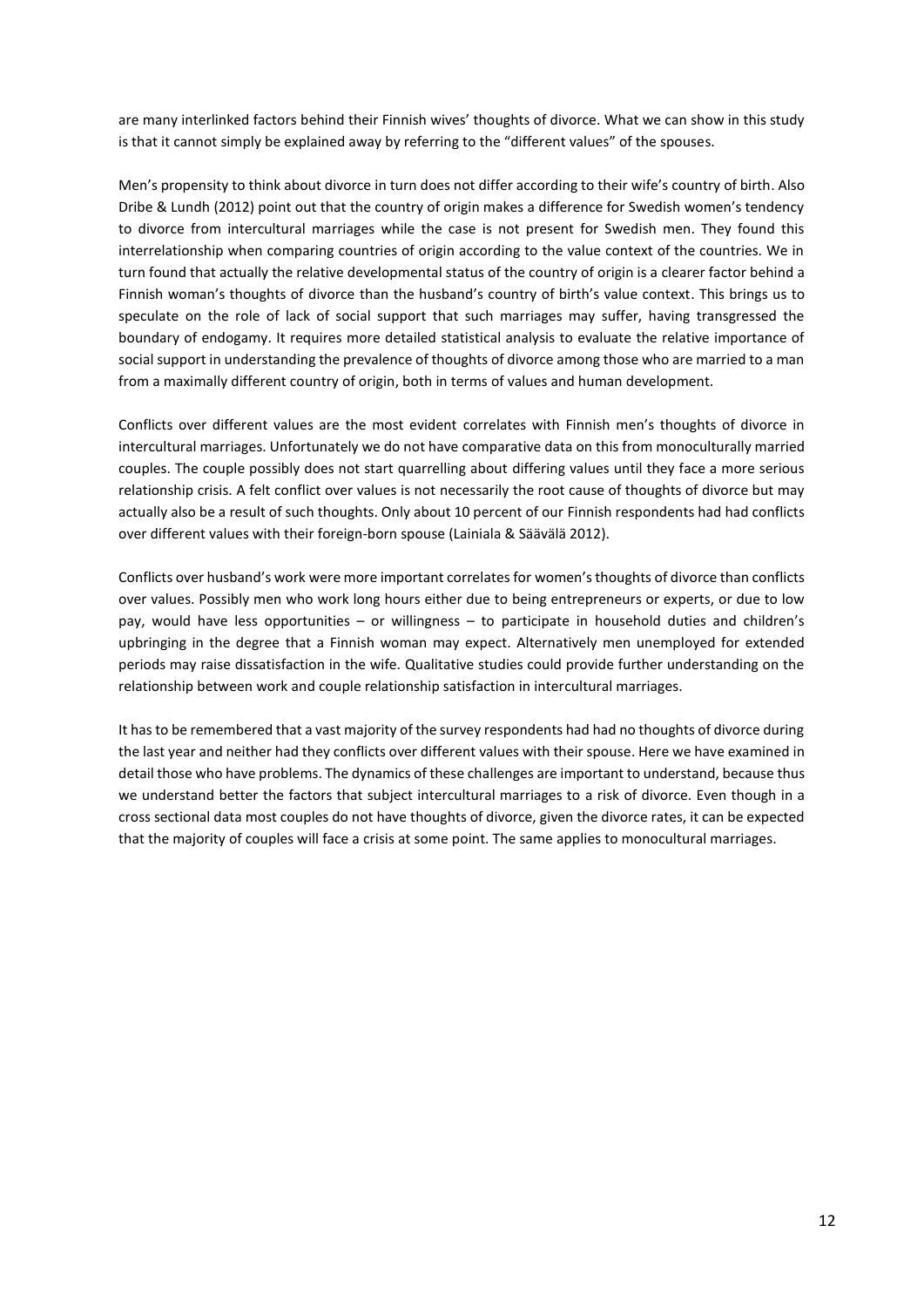are many interlinked factors behind their Finnish wives' thoughts of divorce. What we can show in this study is that it cannot simply be explained away by referring to the "different values" of the spouses.

Men's propensity to think about divorce in turn does not differ according to their wife's country of birth. Also Dribe & Lundh (2012) point out that the country of origin makes a difference for Swedish women's tendency to divorce from intercultural marriages while the case is not present for Swedish men. They found this interrelationship when comparing countries of origin according to the value context of the countries. We in turn found that actually the relative developmental status of the country of origin is a clearer factor behind a Finnish woman's thoughts of divorce than the husband's country of birth's value context. This brings us to speculate on the role of lack of social support that such marriages may suffer, having transgressed the boundary of endogamy. It requires more detailed statistical analysis to evaluate the relative importance of social support in understanding the prevalence of thoughts of divorce among those who are married to a man from a maximally different country of origin, both in terms of values and human development.

Conflicts over different values are the most evident correlates with Finnish men's thoughts of divorce in intercultural marriages. Unfortunately we do not have comparative data on this from monoculturally married couples. The couple possibly does not start quarrelling about differing values until they face a more serious relationship crisis. A felt conflict over values is not necessarily the root cause of thoughts of divorce but may actually also be a result of such thoughts. Only about 10 percent of our Finnish respondents had had conflicts over different values with their foreign-born spouse (Lainiala & Säävälä 2012).

Conflicts over husband's work were more important correlates for women's thoughts of divorce than conflicts over values. Possibly men who work long hours either due to being entrepreneurs or experts, or due to low pay, would have less opportunities – or willingness – to participate in household duties and children's upbringing in the degree that a Finnish woman may expect. Alternatively men unemployed for extended periods may raise dissatisfaction in the wife. Qualitative studies could provide further understanding on the relationship between work and couple relationship satisfaction in intercultural marriages.

It has to be remembered that a vast majority of the survey respondents had had no thoughts of divorce during the last year and neither had they conflicts over different values with their spouse. Here we have examined in detail those who have problems. The dynamics of these challenges are important to understand, because thus we understand better the factors that subject intercultural marriages to a risk of divorce. Even though in a cross sectional data most couples do not have thoughts of divorce, given the divorce rates, it can be expected that the majority of couples will face a crisis at some point. The same applies to monocultural marriages.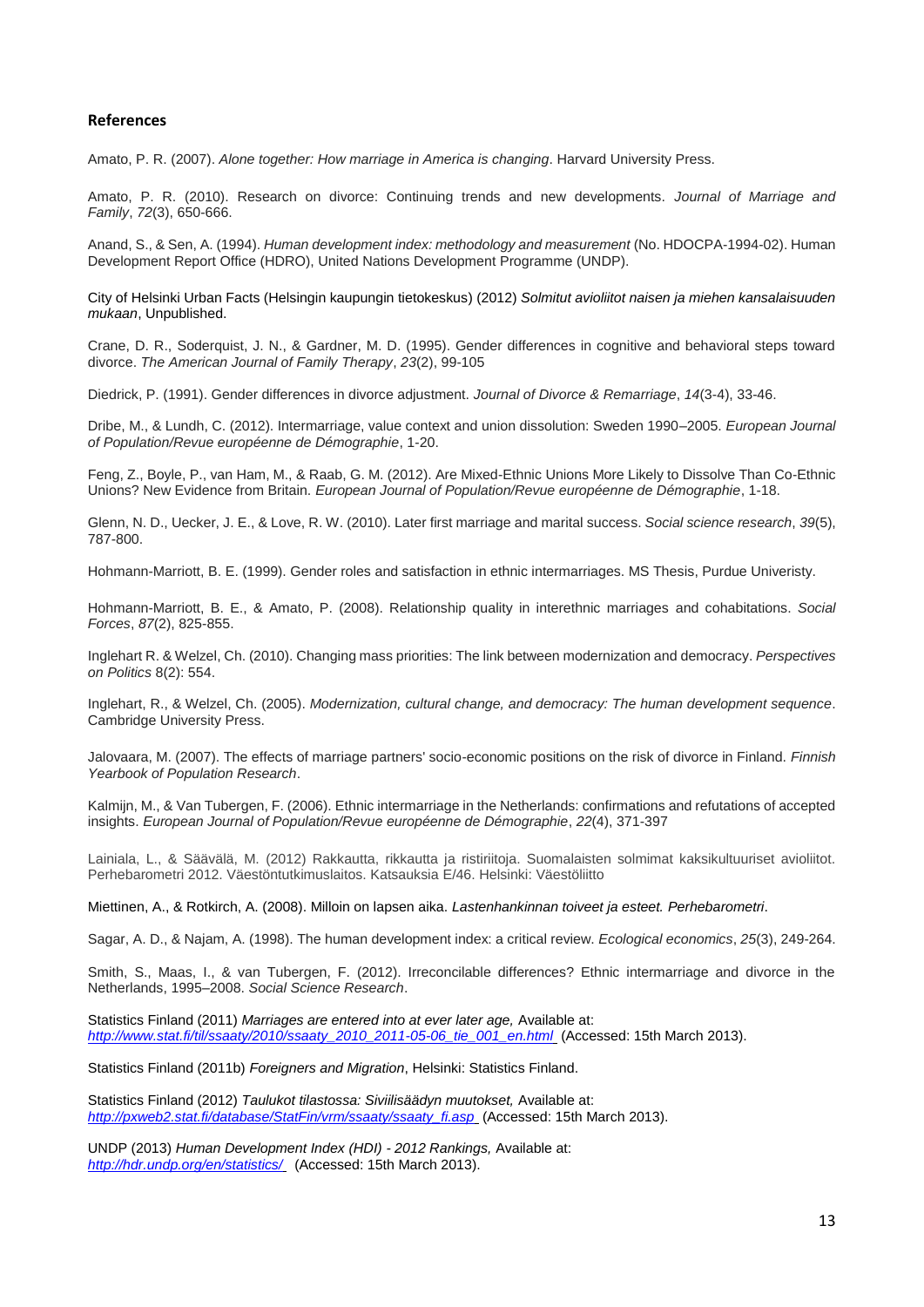## References

Amato, P. R. (2007). *Alone together: How marriage in America is changing*. Harvard University Press.

Amato, P. R. (2010). Research on divorce: Continuing trends and new developments. *Journal of Marriage and Family*, *72*(3), 650-666.

Anand, S., & Sen, A. (1994). *Human development index: methodology and measurement* (No. HDOCPA-1994-02). Human Development Report Office (HDRO), United Nations Development Programme (UNDP).

City of Helsinki Urban Facts (Helsingin kaupungin tietokeskus) (2012) *Solmitut avioliitot naisen ja miehen kansalaisuuden mukaan*, Unpublished.

Crane, D. R., Soderquist, J. N., & Gardner, M. D. (1995). Gender differences in cognitive and behavioral steps toward divorce. *The American Journal of Family Therapy*, *23*(2), 99-105

Diedrick, P. (1991). Gender differences in divorce adjustment. *Journal of Divorce & Remarriage*, *14*(3-4), 33-46.

Dribe, M., & Lundh, C. (2012). Intermarriage, value context and union dissolution: Sweden 1990–2005. *European Journal of Population/Revue européenne de Démographie*, 1-20.

Feng, Z., Boyle, P., van Ham, M., & Raab, G. M. (2012). Are Mixed-Ethnic Unions More Likely to Dissolve Than Co-Ethnic Unions? New Evidence from Britain. *European Journal of Population/Revue européenne de Démographie*, 1-18.

Glenn, N. D., Uecker, J. E., & Love, R. W. (2010). Later first marriage and marital success. *Social science research*, *39*(5), 787-800.

Hohmann-Marriott, B. E. (1999). Gender roles and satisfaction in ethnic intermarriages. MS Thesis, Purdue Univeristy.

Hohmann-Marriott, B. E., & Amato, P. (2008). Relationship quality in interethnic marriages and cohabitations. *Social Forces*, *87*(2), 825-855.

Inglehart R. & Welzel, Ch. (2010). Changing mass priorities: The link between modernization and democracy. *Perspectives on Politics* 8(2): 554.

Inglehart, R., & Welzel, Ch. (2005). *Modernization, cultural change, and democracy: The human development sequence*. Cambridge University Press.

Jalovaara, M. (2007). The effects of marriage partners' socio-economic positions on the risk of divorce in Finland. *Finnish Yearbook of Population Research*.

Kalmijn, M., & Van Tubergen, F. (2006). Ethnic intermarriage in the Netherlands: confirmations and refutations of accepted insights. *European Journal of Population/Revue européenne de Démographie*, *22*(4), 371-397

Lainiala, L., & Säävälä, M. (2012) Rakkautta, rikkautta ja ristiriitoja. Suomalaisten solmimat kaksikultuuriset avioliitot. Perhebarometri 2012. Väestöntutkimuslaitos. Katsauksia E/46. Helsinki: Väestöliitto

Miettinen, A., & Rotkirch, A. (2008). Milloin on lapsen aika. *Lastenhankinnan toiveet ja esteet. Perhebarometri*.

Sagar, A. D., & Najam, A. (1998). The human development index: a critical review. *Ecological economics*, *25*(3), 249-264.

Smith, S., Maas, I., & van Tubergen, F. (2012). Irreconcilable differences? Ethnic intermarriage and divorce in the Netherlands, 1995–2008. *Social Science Research*.

Statistics Finland (2011) *Marriages are entered into at ever later age,* Available at: *http://www.stat.fi/til/ssaaty/2010/ssaaty_2010_2011-05-06_tie_001_en.html* (Accessed: 15th March 2013).

Statistics Finland (2011b) *Foreigners and Migration*, Helsinki: Statistics Finland.

Statistics Finland (2012) *Taulukot tilastossa: Siviilisäädyn muutokset,* Available at: *http://pxweb2.stat.fi/database/StatFin/vrm/ssaaty/ssaaty_fi.asp* (Accessed: 15th March 2013).

UNDP (2013) *Human Development Index (HDI) - 2012 Rankings,* Available at: *http://hdr.undp.org/en/statistics/* (Accessed: 15th March 2013).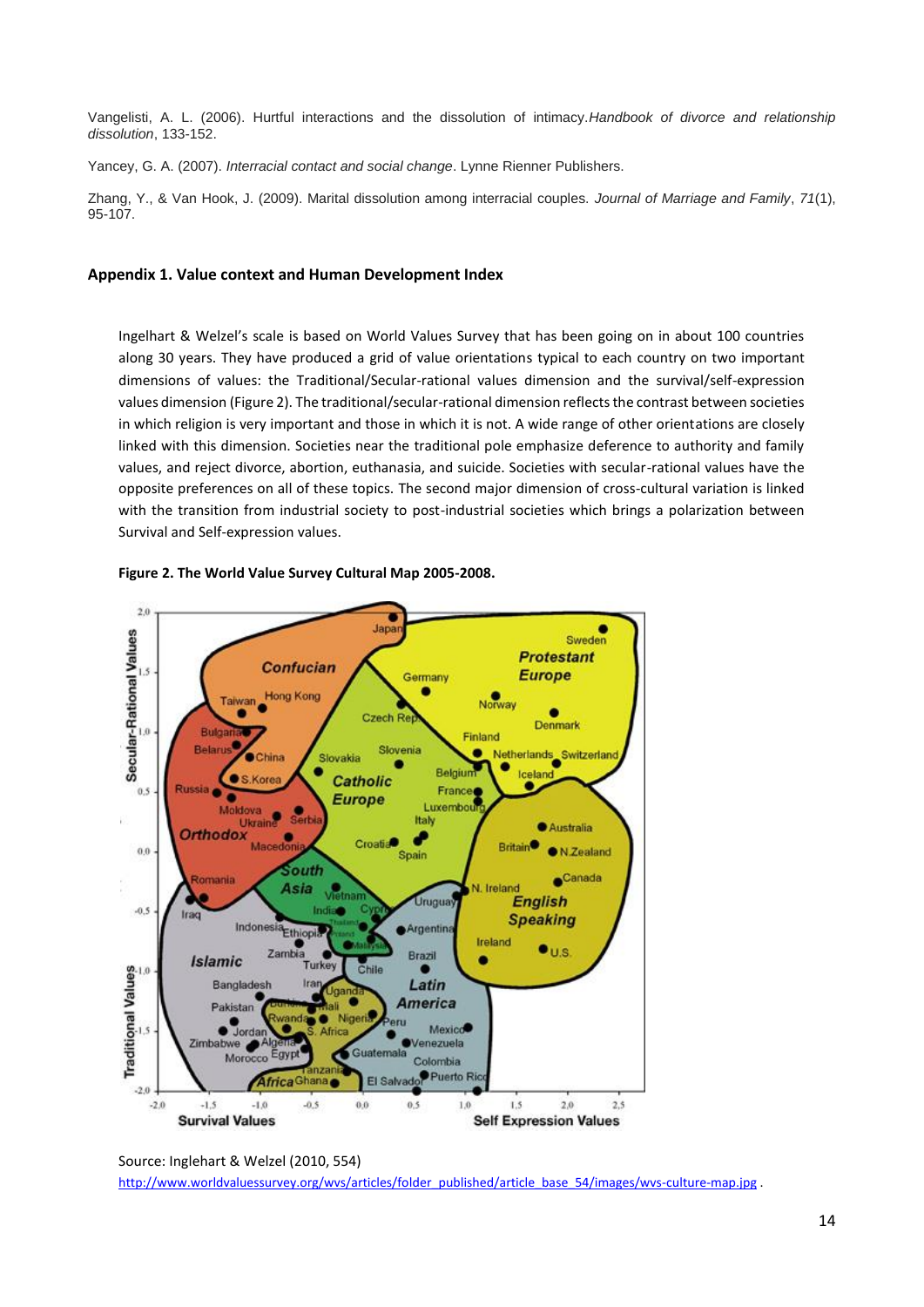Vangelisti, A. L. (2006). Hurtful interactions and the dissolution of intimacy. *Handbook of divorce and relationship dissolution*, 133-152.

Yancey, G. A. (2007). *Interracial contact and social change*. Lynne Rienner Publishers.

Zhang, Y., & Van Hook, J. (2009). Marital dissolution among interracial couples. *Journal of Marriage and Family*, *71*(1), 95-107.

## Appendix 1. Value context and Human Development Index

Ingelhart & Welzel's scale is based on World Values Survey that has been going on in about 100 countries along 30 years. They have produced a grid of value orientations typical to each country on two important dimensions of values: the Traditional/Secular-rational values dimension and the survival/self-expression values dimension (Figure 2). The traditional/secular-rational dimension reflects the contrast between societies in which religion is very important and those in which it is not. A wide range of other orientations are closely linked with this dimension. Societies near the traditional pole emphasize deference to authority and family values, and reject divorce, abortion, euthanasia, and suicide. Societies with secular-rational values have the opposite preferences on all of these topics. The second major dimension of cross-cultural variation is linked with the transition from industrial society to post-industrial societies which brings a polarization between Survival and Self-expression values.

**Figure 2. The World Value Survey Cultural Map 2005-2008.**

Source: Inglehart & Welzel (2010, 554)
http://www.worldvaluessurvey.org/wvs/articles/folder_published/article_base_54/images/wvs-culture-map.jpg .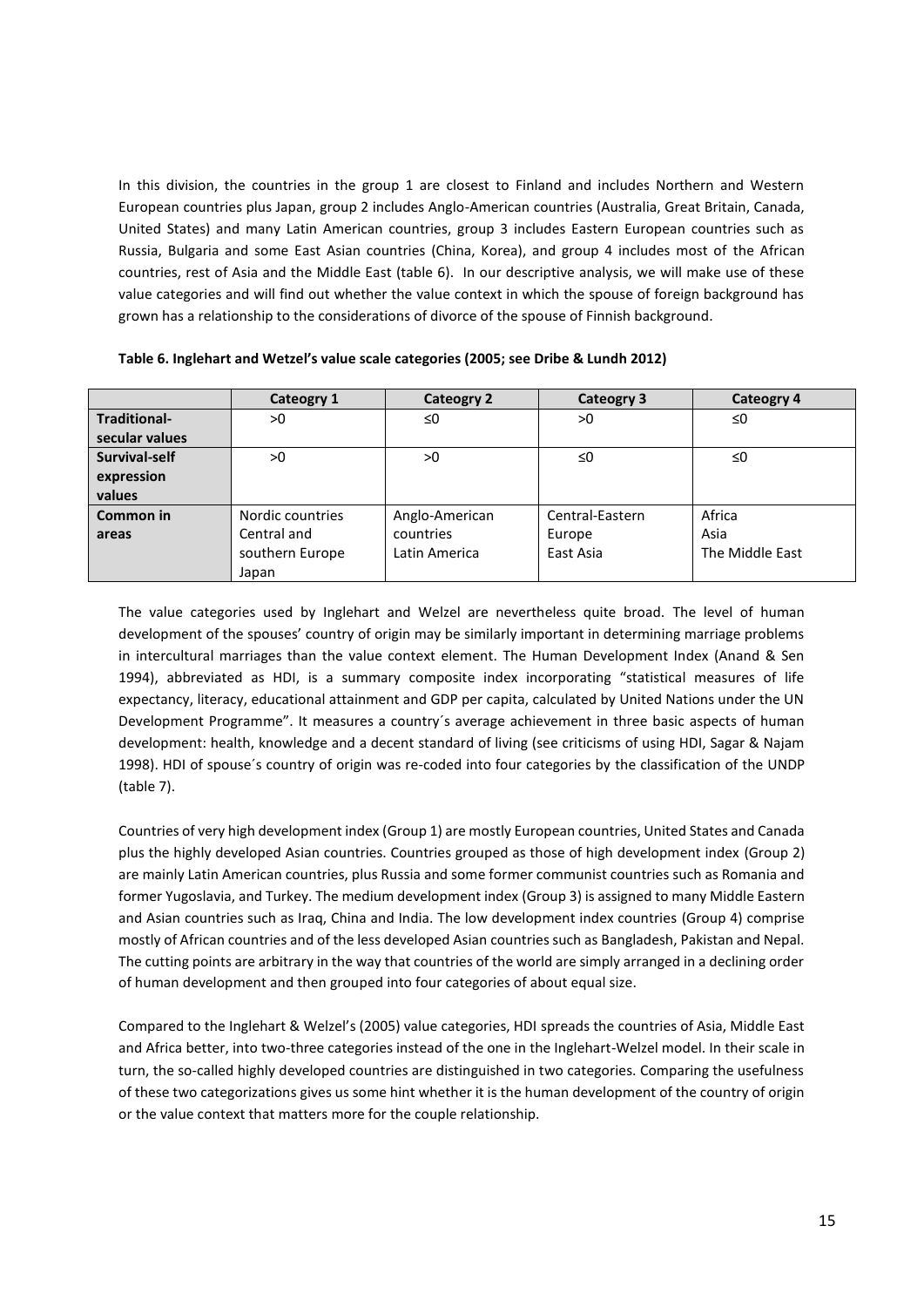In this division, the countries in the group 1 are closest to Finland and includes Northern and Western European countries plus Japan, group 2 includes Anglo-American countries (Australia, Great Britain, Canada, United States) and many Latin American countries, group 3 includes Eastern European countries such as Russia, Bulgaria and some East Asian countries (China, Korea), and group 4 includes most of the African countries, rest of Asia and the Middle East (table 6). In our descriptive analysis, we will make use of these value categories and will find out whether the value context in which the spouse of foreign background has grown has a relationship to the considerations of divorce of the spouse of Finnish background.

**Table 6. Inglehart and Wetzel's value scale categories (2005; see Dribe & Lundh 2012)**

| | Cateogry 1 | Cateogry 2 | Cateogry 3 | Cateogry 4 |
|---|---|---|---|---|
| **Traditional-secular values** | >0 | ≤0 | >0 | ≤0 |
| **Survival-self expression values** | >0 | >0 | ≤0 | ≤0 |
| **Common in areas** | Nordic countries<br>Central and southern Europe<br>Japan | Anglo-American countries<br>Latin America | Central-Eastern Europe<br>East Asia | Africa<br>Asia<br>The Middle East |

The value categories used by Inglehart and Welzel are nevertheless quite broad. The level of human development of the spouses' country of origin may be similarly important in determining marriage problems in intercultural marriages than the value context element. The Human Development Index (Anand & Sen 1994), abbreviated as HDI, is a summary composite index incorporating "statistical measures of life expectancy, literacy, educational attainment and GDP per capita, calculated by United Nations under the UN Development Programme". It measures a country´s average achievement in three basic aspects of human development: health, knowledge and a decent standard of living (see criticisms of using HDI, Sagar & Najam 1998). HDI of spouse´s country of origin was re-coded into four categories by the classification of the UNDP (table 7).

Countries of very high development index (Group 1) are mostly European countries, United States and Canada plus the highly developed Asian countries. Countries grouped as those of high development index (Group 2) are mainly Latin American countries, plus Russia and some former communist countries such as Romania and former Yugoslavia, and Turkey. The medium development index (Group 3) is assigned to many Middle Eastern and Asian countries such as Iraq, China and India. The low development index countries (Group 4) comprise mostly of African countries and of the less developed Asian countries such as Bangladesh, Pakistan and Nepal. The cutting points are arbitrary in the way that countries of the world are simply arranged in a declining order of human development and then grouped into four categories of about equal size.

Compared to the Inglehart & Welzel's (2005) value categories, HDI spreads the countries of Asia, Middle East and Africa better, into two-three categories instead of the one in the Inglehart-Welzel model. In their scale in turn, the so-called highly developed countries are distinguished in two categories. Comparing the usefulness of these two categorizations gives us some hint whether it is the human development of the country of origin or the value context that matters more for the couple relationship.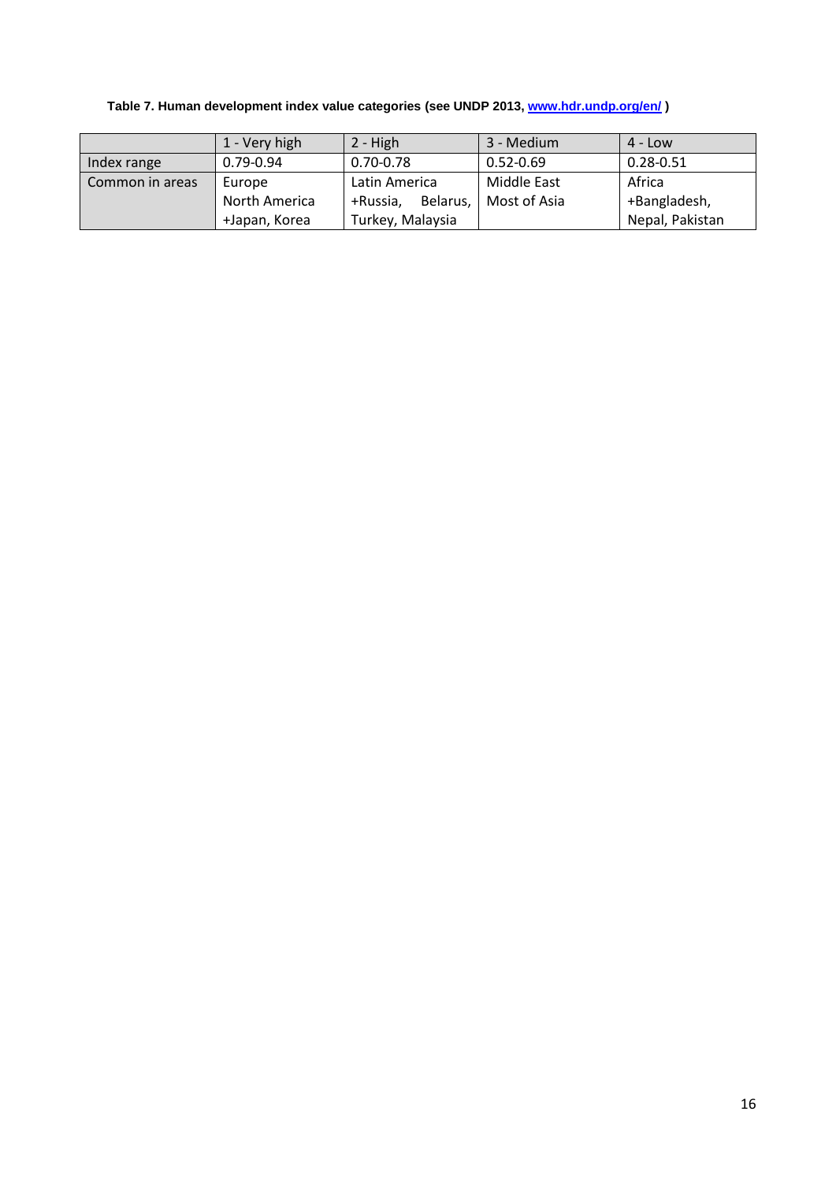**Table 7. Human development index value categories (see UNDP 2013, [www.hdr.undp.org/en/](www.hdr.undp.org/en/) )**

| | 1 - Very high | 2 - High | 3 - Medium | 4 - Low |
|---|---|---|---|---|
| Index range | 0.79-0.94 | 0.70-0.78 | 0.52-0.69 | 0.28-0.51 |
| Common in areas | Europe North America +Japan, Korea | Latin America +Russia, Belarus, Turkey, Malaysia | Middle East Most of Asia | Africa +Bangladesh, Nepal, Pakistan |